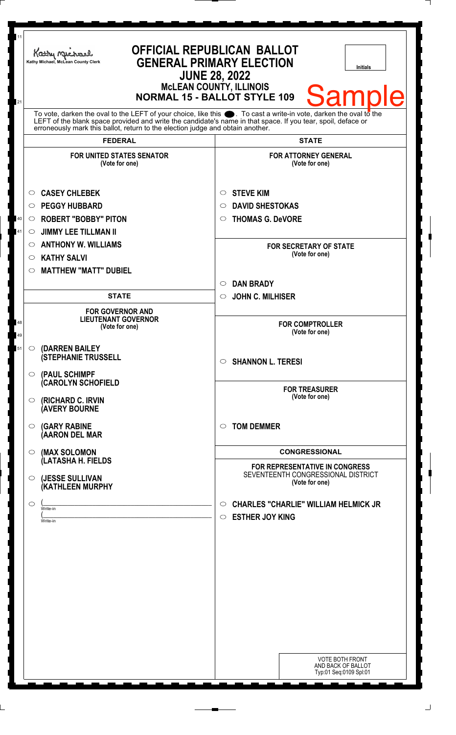Kathy Michael, McLean County Clerk

# OFFICIAL REPUBLICAN BALLOT
## GENERAL PRIMARY ELECTION
### JUNE 28, 2022
### McLEAN COUNTY, ILLINOIS
### NORMAL 15 - BALLOT STYLE 109

Initials

Sample

To vote, darken the oval to the LEFT of your choice, like this ●. To cast a write-in vote, darken the oval to the LEFT of the blank space provided and write the candidate's name in that space. If you tear, spoil, deface or erroneously mark this ballot, return to the election judge and obtain another.

## FEDERAL

**FOR UNITED STATES SENATOR**
(Vote for one)

- ○ CASEY CHLEBEK
- ○ PEGGY HUBBARD
- ○ ROBERT "BOBBY" PITON
- ○ JIMMY LEE TILLMAN II
- ○ ANTHONY W. WILLIAMS
- ○ KATHY SALVI
- ○ MATTHEW "MATT" DUBIEL

## STATE

**FOR GOVERNOR AND LIEUTENANT GOVERNOR**
(Vote for one)

- ○ (DARREN BAILEY (STEPHANIE TRUSSELL
- ○ (PAUL SCHIMPF (CAROLYN SCHOFIELD
- ○ (RICHARD C. IRVIN (AVERY BOURNE
- ○ (GARY RABINE (AARON DEL MAR
- ○ (MAX SOLOMON (LATASHA H. FIELDS
- ○ (JESSE SULLIVAN (KATHLEEN MURPHY
- ○ (______________ Write-in
  (______________ Write-in

## STATE

**FOR ATTORNEY GENERAL**
(Vote for one)

- ○ STEVE KIM
- ○ DAVID SHESTOKAS
- ○ THOMAS G. DeVORE

**FOR SECRETARY OF STATE**
(Vote for one)

- ○ DAN BRADY
- ○ JOHN C. MILHISER

**FOR COMPTROLLER**
(Vote for one)

- ○ SHANNON L. TERESI

**FOR TREASURER**
(Vote for one)

- ○ TOM DEMMER

## CONGRESSIONAL

**FOR REPRESENTATIVE IN CONGRESS**
SEVENTEENTH CONGRESSIONAL DISTRICT
(Vote for one)

- ○ CHARLES "CHARLIE" WILLIAM HELMICK JR
- ○ ESTHER JOY KING

VOTE BOTH FRONT AND BACK OF BALLOT
Typ:01 Seq:0109 Spl:01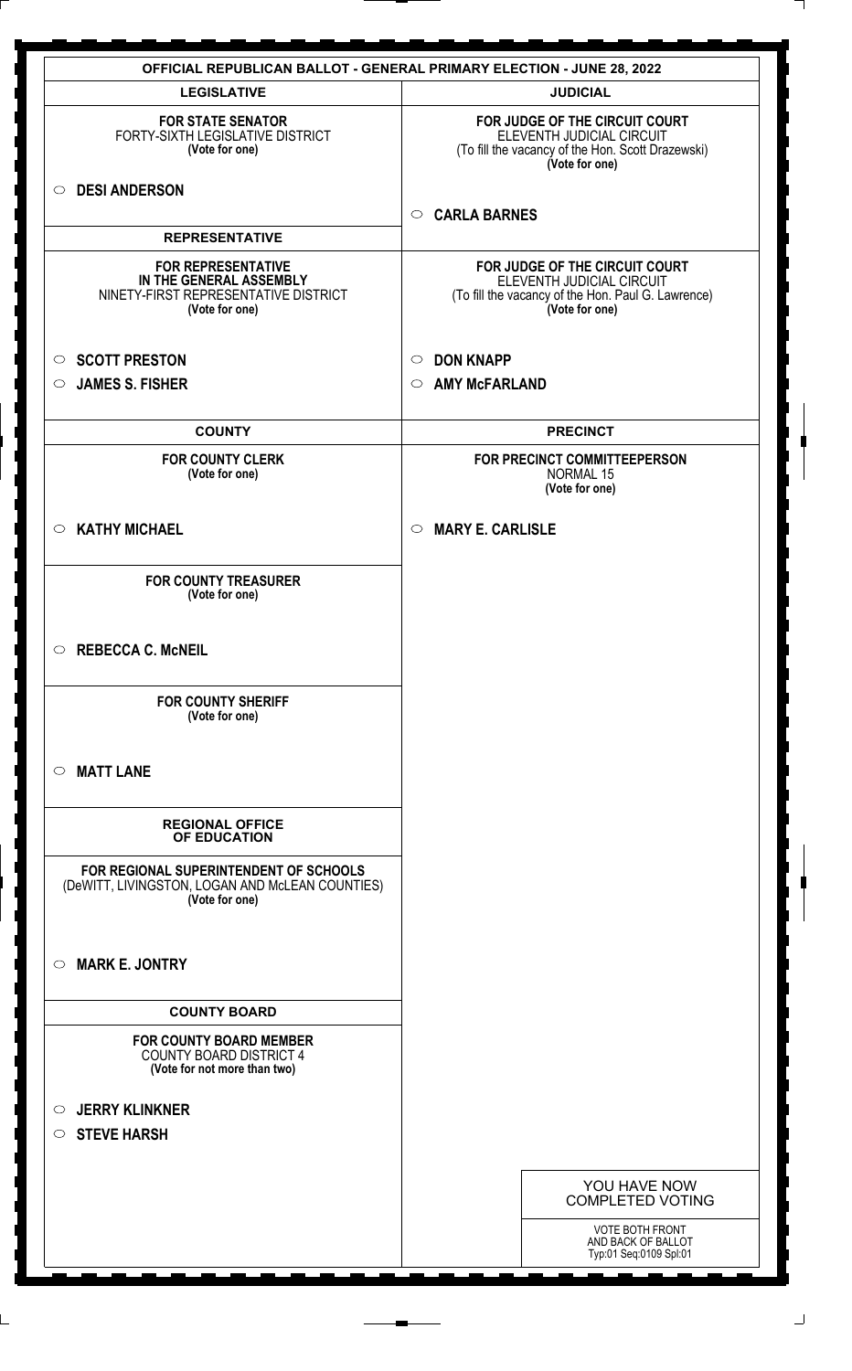# OFFICIAL REPUBLICAN BALLOT - GENERAL PRIMARY ELECTION - JUNE 28, 2022

## LEGISLATIVE

**FOR STATE SENATOR**
FORTY-SIXTH LEGISLATIVE DISTRICT
**(Vote for one)**

○ **DESI ANDERSON**

## REPRESENTATIVE

**FOR REPRESENTATIVE IN THE GENERAL ASSEMBLY**
NINETY-FIRST REPRESENTATIVE DISTRICT
**(Vote for one)**

○ **SCOTT PRESTON**
○ **JAMES S. FISHER**

## COUNTY

**FOR COUNTY CLERK**
**(Vote for one)**

○ **KATHY MICHAEL**

**FOR COUNTY TREASURER**
**(Vote for one)**

○ **REBECCA C. McNEIL**

**FOR COUNTY SHERIFF**
**(Vote for one)**

○ **MATT LANE**

## REGIONAL OFFICE OF EDUCATION

**FOR REGIONAL SUPERINTENDENT OF SCHOOLS**
(DeWITT, LIVINGSTON, LOGAN AND McLEAN COUNTIES)
**(Vote for one)**

○ **MARK E. JONTRY**

## COUNTY BOARD

**FOR COUNTY BOARD MEMBER**
COUNTY BOARD DISTRICT 4
**(Vote for not more than two)**

○ **JERRY KLINKNER**
○ **STEVE HARSH**

## JUDICIAL

**FOR JUDGE OF THE CIRCUIT COURT**
ELEVENTH JUDICIAL CIRCUIT
(To fill the vacancy of the Hon. Scott Drazewski)
**(Vote for one)**

○ **CARLA BARNES**

**FOR JUDGE OF THE CIRCUIT COURT**
ELEVENTH JUDICIAL CIRCUIT
(To fill the vacancy of the Hon. Paul G. Lawrence)
**(Vote for one)**

○ **DON KNAPP**
○ **AMY McFARLAND**

## PRECINCT

**FOR PRECINCT COMMITTEEPERSON**
NORMAL 15
**(Vote for one)**

○ **MARY E. CARLISLE**

YOU HAVE NOW COMPLETED VOTING

VOTE BOTH FRONT AND BACK OF BALLOT
Typ:01 Seq:0109 Spl:01